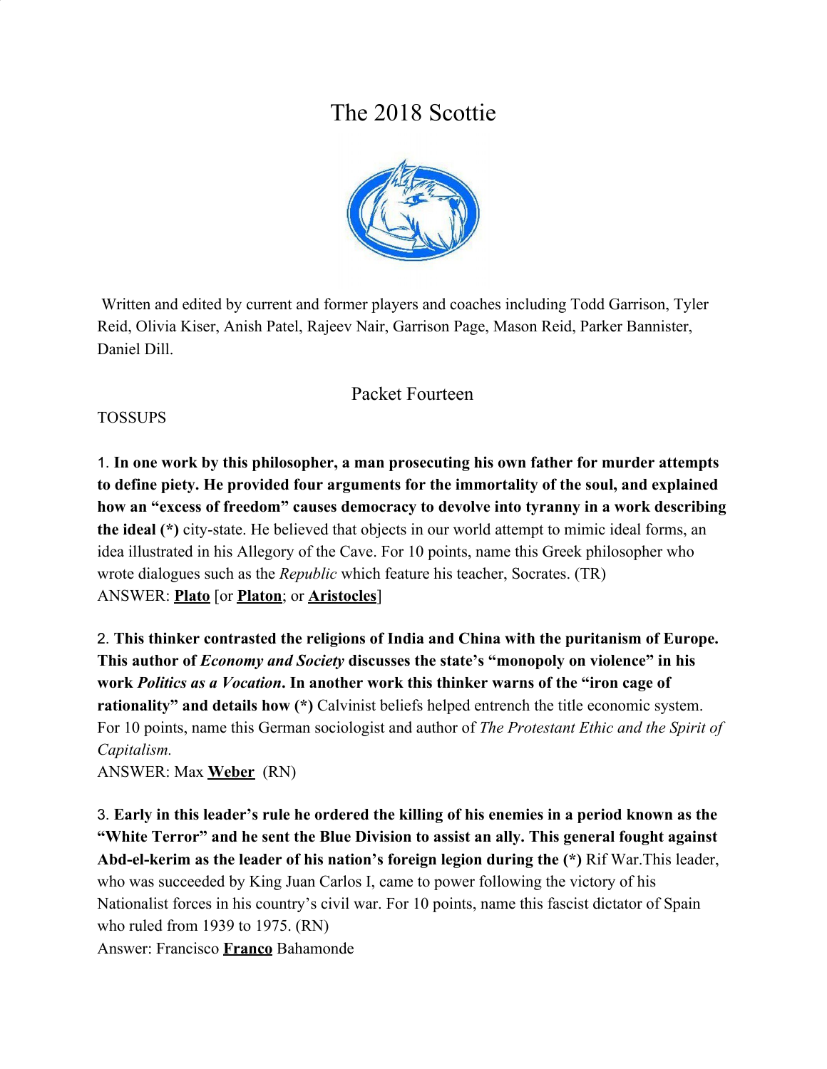# The 2018 Scottie

Written and edited by current and former players and coaches including Todd Garrison, Tyler Reid, Olivia Kiser, Anish Patel, Rajeev Nair, Garrison Page, Mason Reid, Parker Bannister, Daniel Dill.

## Packet Fourteen

TOSSUPS

1. **In one work by this philosopher, a man prosecuting his own father for murder attempts to define piety. He provided four arguments for the immortality of the soul, and explained how an "excess of freedom" causes democracy to devolve into tyranny in a work describing the ideal (*)** city-state. He believed that objects in our world attempt to mimic ideal forms, an idea illustrated in his Allegory of the Cave. For 10 points, name this Greek philosopher who wrote dialogues such as the *Republic* which feature his teacher, Socrates. (TR)
ANSWER: **Plato** [or **Platon**; or **Aristocles**]

2. **This thinker contrasted the religions of India and China with the puritanism of Europe. This author of *Economy and Society* discusses the state's "monopoly on violence" in his work *Politics as a Vocation*. In another work this thinker warns of the "iron cage of rationality" and details how (*)** Calvinist beliefs helped entrench the title economic system. For 10 points, name this German sociologist and author of *The Protestant Ethic and the Spirit of Capitalism.*
ANSWER: Max **Weber** (RN)

3. **Early in this leader's rule he ordered the killing of his enemies in a period known as the "White Terror" and he sent the Blue Division to assist an ally. This general fought against Abd-el-kerim as the leader of his nation's foreign legion during the (*)** Rif War.This leader, who was succeeded by King Juan Carlos I, came to power following the victory of his Nationalist forces in his country's civil war. For 10 points, name this fascist dictator of Spain who ruled from 1939 to 1975. (RN)
Answer: Francisco **Franco** Bahamonde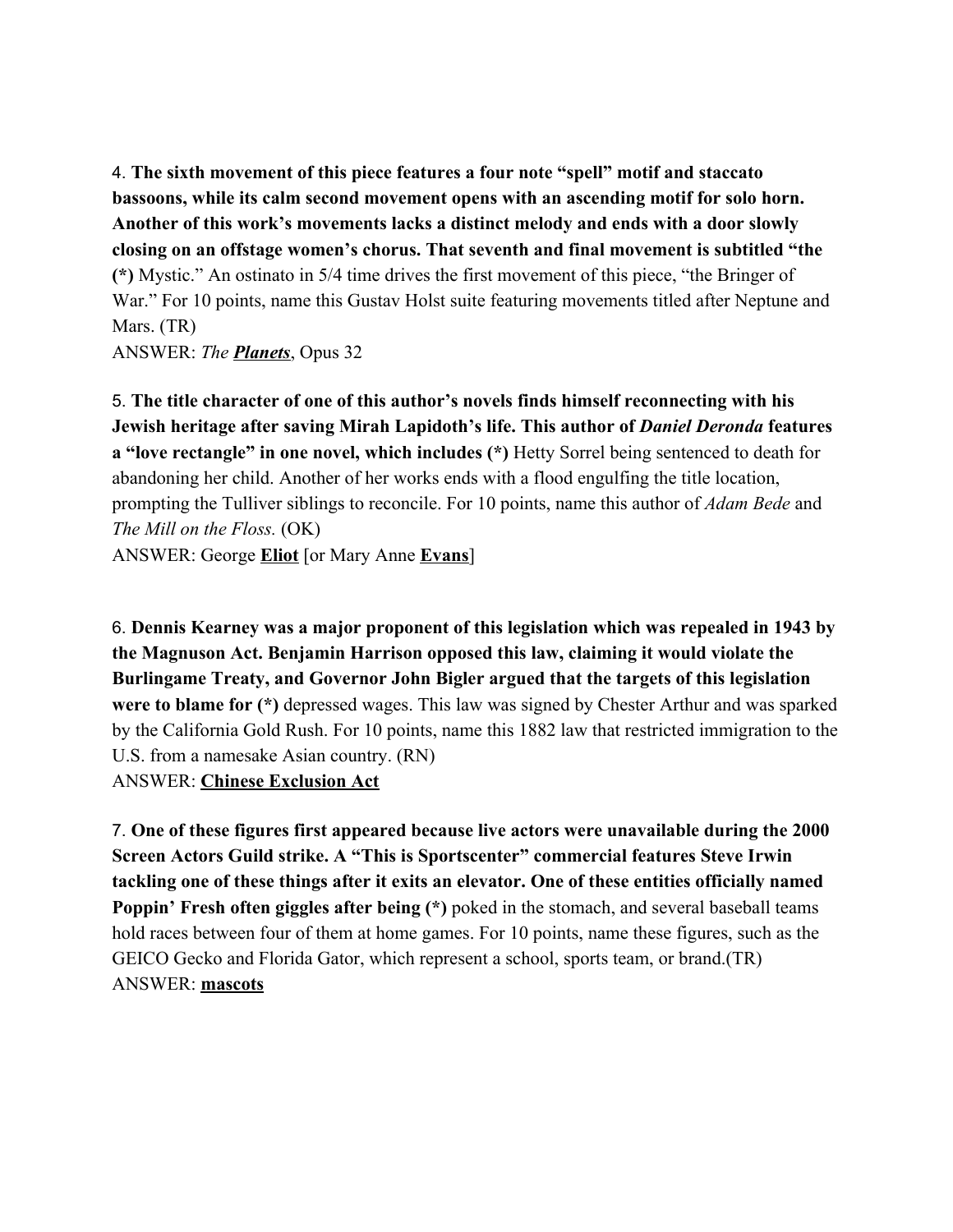4. **The sixth movement of this piece features a four note "spell" motif and staccato bassoons, while its calm second movement opens with an ascending motif for solo horn. Another of this work's movements lacks a distinct melody and ends with a door slowly closing on an offstage women's chorus. That seventh and final movement is subtitled "the (*)** Mystic." An ostinato in 5/4 time drives the first movement of this piece, "the Bringer of War." For 10 points, name this Gustav Holst suite featuring movements titled after Neptune and Mars. (TR)

ANSWER: *The* ***Planets***, Opus 32

5. **The title character of one of this author's novels finds himself reconnecting with his Jewish heritage after saving Mirah Lapidoth's life. This author of *Daniel Deronda* features a "love rectangle" in one novel, which includes (*)** Hetty Sorrel being sentenced to death for abandoning her child. Another of her works ends with a flood engulfing the title location, prompting the Tulliver siblings to reconcile. For 10 points, name this author of *Adam Bede* and *The Mill on the Floss.* (OK)

ANSWER: George **Eliot** [or Mary Anne **Evans**]

6. **Dennis Kearney was a major proponent of this legislation which was repealed in 1943 by the Magnuson Act. Benjamin Harrison opposed this law, claiming it would violate the Burlingame Treaty, and Governor John Bigler argued that the targets of this legislation were to blame for (*)** depressed wages. This law was signed by Chester Arthur and was sparked by the California Gold Rush. For 10 points, name this 1882 law that restricted immigration to the U.S. from a namesake Asian country. (RN)

ANSWER: **Chinese Exclusion Act**

7. **One of these figures first appeared because live actors were unavailable during the 2000 Screen Actors Guild strike. A "This is Sportscenter" commercial features Steve Irwin tackling one of these things after it exits an elevator. One of these entities officially named Poppin' Fresh often giggles after being (*)** poked in the stomach, and several baseball teams hold races between four of them at home games. For 10 points, name these figures, such as the GEICO Gecko and Florida Gator, which represent a school, sports team, or brand.(TR)

ANSWER: **mascots**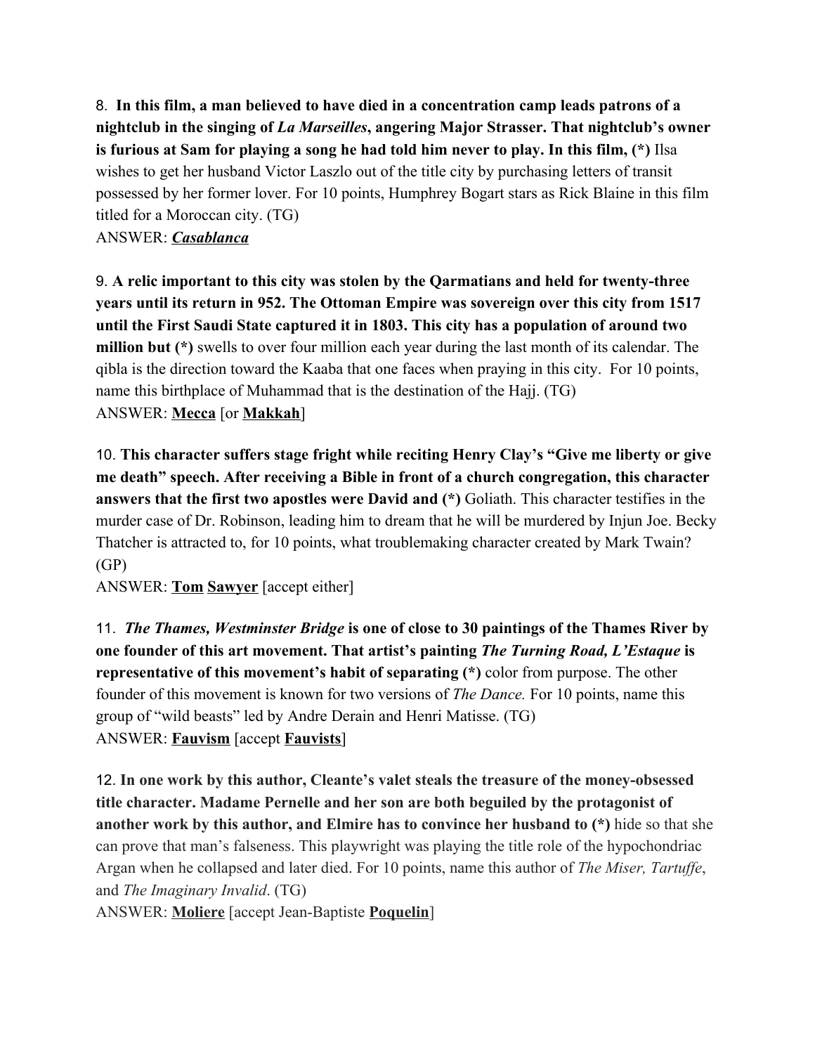8. **In this film, a man believed to have died in a concentration camp leads patrons of a nightclub in the singing of *La Marseilles*, angering Major Strasser. That nightclub's owner is furious at Sam for playing a song he had told him never to play. In this film, (*)** Ilsa wishes to get her husband Victor Laszlo out of the title city by purchasing letters of transit possessed by her former lover. For 10 points, Humphrey Bogart stars as Rick Blaine in this film titled for a Moroccan city. (TG)
ANSWER: ***<u>Casablanca</u>***

9. **A relic important to this city was stolen by the Qarmatians and held for twenty-three years until its return in 952. The Ottoman Empire was sovereign over this city from 1517 until the First Saudi State captured it in 1803. This city has a population of around two million but (*)** swells to over four million each year during the last month of its calendar. The qibla is the direction toward the Kaaba that one faces when praying in this city. For 10 points, name this birthplace of Muhammad that is the destination of the Hajj. (TG)
ANSWER: **<u>Mecca</u>** [or **<u>Makkah</u>**]

10. **This character suffers stage fright while reciting Henry Clay's "Give me liberty or give me death" speech. After receiving a Bible in front of a church congregation, this character answers that the first two apostles were David and (*)** Goliath. This character testifies in the murder case of Dr. Robinson, leading him to dream that he will be murdered by Injun Joe. Becky Thatcher is attracted to, for 10 points, what troublemaking character created by Mark Twain? (GP)
ANSWER: **<u>Tom</u> <u>Sawyer</u>** [accept either]

11. ***The Thames, Westminster Bridge* is one of close to 30 paintings of the Thames River by one founder of this art movement. That artist's painting *The Turning Road, L'Estaque* is representative of this movement's habit of separating (*)** color from purpose. The other founder of this movement is known for two versions of *The Dance.* For 10 points, name this group of "wild beasts" led by Andre Derain and Henri Matisse. (TG)
ANSWER: **<u>Fauvism</u>** [accept **<u>Fauvists</u>**]

12. **In one work by this author, Cleante's valet steals the treasure of the money-obsessed title character. Madame Pernelle and her son are both beguiled by the protagonist of another work by this author, and Elmire has to convince her husband to (*)** hide so that she can prove that man's falseness. This playwright was playing the title role of the hypochondriac Argan when he collapsed and later died. For 10 points, name this author of *The Miser, Tartuffe*, and *The Imaginary Invalid*. (TG)
ANSWER: **<u>Moliere</u>** [accept Jean-Baptiste **<u>Poquelin</u>**]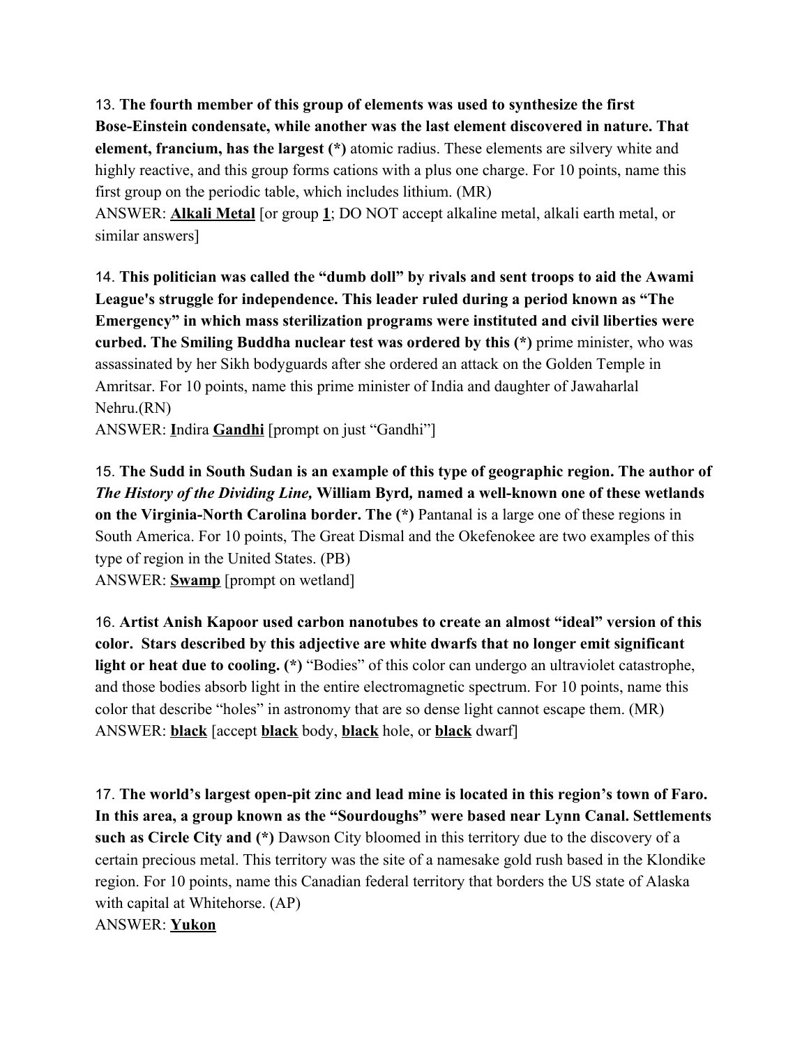13. **The fourth member of this group of elements was used to synthesize the first Bose-Einstein condensate, while another was the last element discovered in nature. That element, francium, has the largest (*)** atomic radius. These elements are silvery white and highly reactive, and this group forms cations with a plus one charge. For 10 points, name this first group on the periodic table, which includes lithium. (MR)
ANSWER: **<u>Alkali Metal</u>** [or group **<u>1</u>**; DO NOT accept alkaline metal, alkali earth metal, or similar answers]

14. **This politician was called the "dumb doll" by rivals and sent troops to aid the Awami League's struggle for independence. This leader ruled during a period known as "The Emergency" in which mass sterilization programs were instituted and civil liberties were curbed. The Smiling Buddha nuclear test was ordered by this (*)** prime minister, who was assassinated by her Sikh bodyguards after she ordered an attack on the Golden Temple in Amritsar. For 10 points, name this prime minister of India and daughter of Jawaharlal Nehru.(RN)
ANSWER: **<u>I</u>**ndira **<u>Gandhi</u>** [prompt on just "Gandhi"]

15. **The Sudd in South Sudan is an example of this type of geographic region. The author of *The History of the Dividing Line,* William Byrd, named a well-known one of these wetlands on the Virginia-North Carolina border. The (*)** Pantanal is a large one of these regions in South America. For 10 points, The Great Dismal and the Okefenokee are two examples of this type of region in the United States. (PB)
ANSWER: **<u>Swamp</u>** [prompt on wetland]

16. **Artist Anish Kapoor used carbon nanotubes to create an almost "ideal" version of this color. Stars described by this adjective are white dwarfs that no longer emit significant light or heat due to cooling. (*)** "Bodies" of this color can undergo an ultraviolet catastrophe, and those bodies absorb light in the entire electromagnetic spectrum. For 10 points, name this color that describe "holes" in astronomy that are so dense light cannot escape them. (MR)
ANSWER: **<u>black</u>** [accept **<u>black</u>** body, **<u>black</u>** hole, or **<u>black</u>** dwarf]

17. **The world's largest open-pit zinc and lead mine is located in this region's town of Faro. In this area, a group known as the "Sourdoughs" were based near Lynn Canal. Settlements such as Circle City and (*)** Dawson City bloomed in this territory due to the discovery of a certain precious metal. This territory was the site of a namesake gold rush based in the Klondike region. For 10 points, name this Canadian federal territory that borders the US state of Alaska with capital at Whitehorse. (AP)
ANSWER: **<u>Yukon</u>**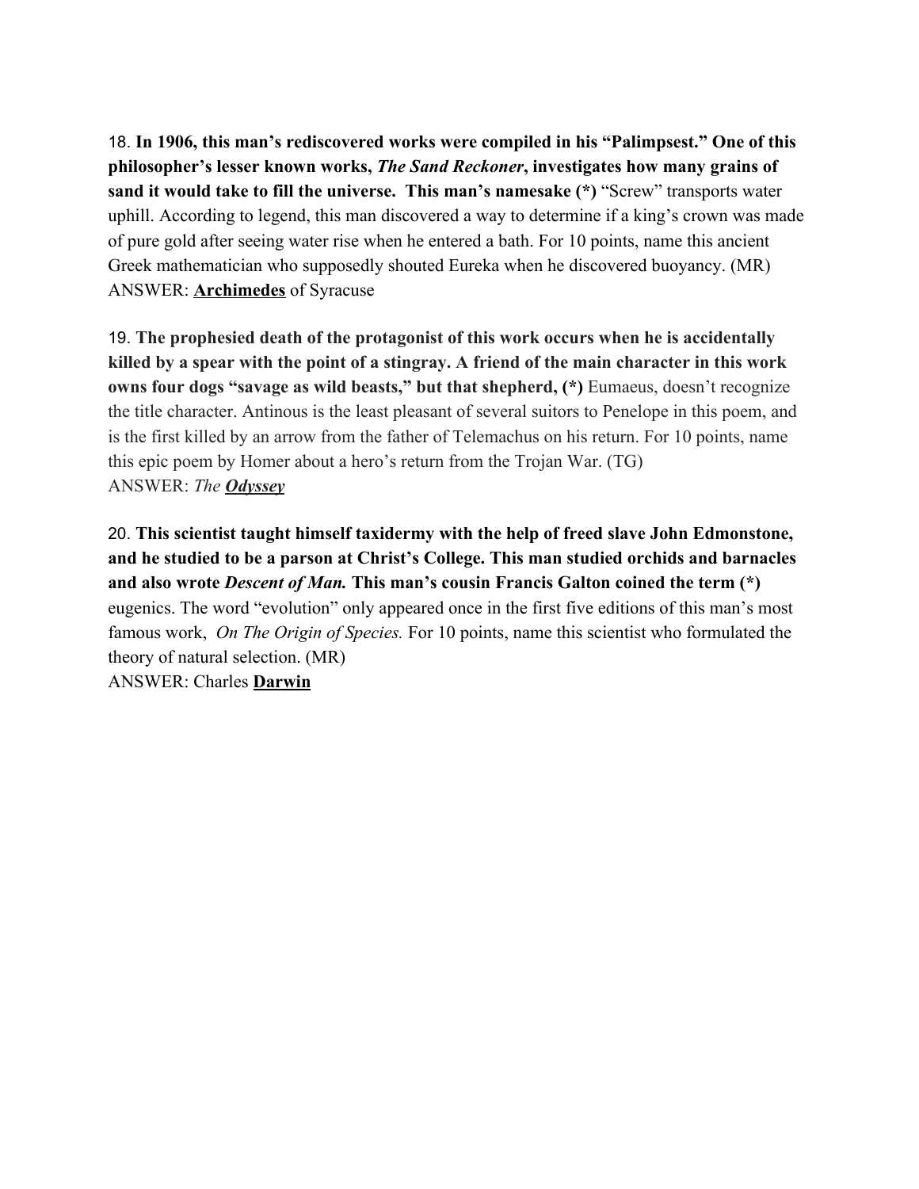18. **In 1906, this man's rediscovered works were compiled in his "Palimpsest." One of this philosopher's lesser known works, *The Sand Reckoner*, investigates how many grains of sand it would take to fill the universe. This man's namesake (*)** "Screw" transports water uphill. According to legend, this man discovered a way to determine if a king's crown was made of pure gold after seeing water rise when he entered a bath. For 10 points, name this ancient Greek mathematician who supposedly shouted Eureka when he discovered buoyancy. (MR)
ANSWER: **<u>Archimedes</u>** of Syracuse

19. **The prophesied death of the protagonist of this work occurs when he is accidentally killed by a spear with the point of a stingray. A friend of the main character in this work owns four dogs "savage as wild beasts," but that shepherd, (*)** Eumaeus, doesn't recognize the title character. Antinous is the least pleasant of several suitors to Penelope in this poem, and is the first killed by an arrow from the father of Telemachus on his return. For 10 points, name this epic poem by Homer about a hero's return from the Trojan War. (TG)
ANSWER: *The* ***<u>Odyssey</u>***

20. **This scientist taught himself taxidermy with the help of freed slave John Edmonstone, and he studied to be a parson at Christ's College. This man studied orchids and barnacles and also wrote *Descent of Man.* This man's cousin Francis Galton coined the term (*)** eugenics. The word "evolution" only appeared once in the first five editions of this man's most famous work, *On The Origin of Species.* For 10 points, name this scientist who formulated the theory of natural selection. (MR)
ANSWER: Charles **<u>Darwin</u>**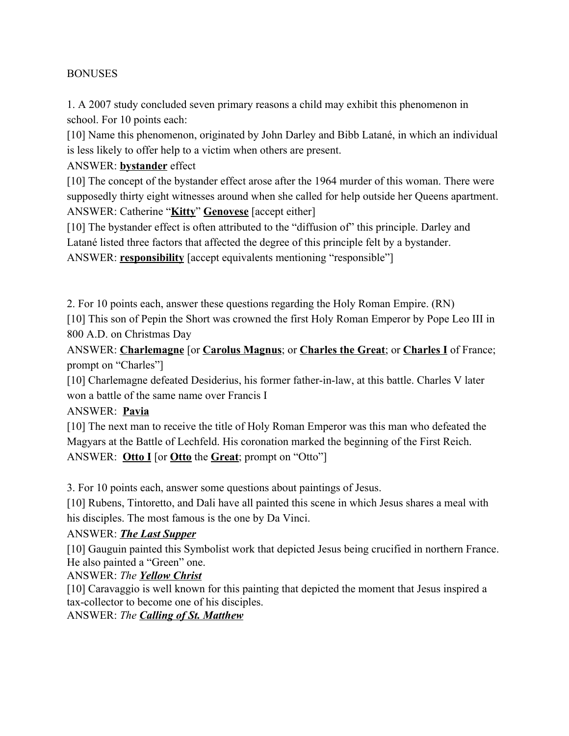BONUSES

1. A 2007 study concluded seven primary reasons a child may exhibit this phenomenon in school. For 10 points each:

[10] Name this phenomenon, originated by John Darley and Bibb Latané, in which an individual is less likely to offer help to a victim when others are present.

ANSWER: **bystander** effect

[10] The concept of the bystander effect arose after the 1964 murder of this woman. There were supposedly thirty eight witnesses around when she called for help outside her Queens apartment.

ANSWER: Catherine "**Kitty**" **Genovese** [accept either]

[10] The bystander effect is often attributed to the "diffusion of" this principle. Darley and Latané listed three factors that affected the degree of this principle felt by a bystander.

ANSWER: **responsibility** [accept equivalents mentioning "responsible"]

2. For 10 points each, answer these questions regarding the Holy Roman Empire. (RN)

[10] This son of Pepin the Short was crowned the first Holy Roman Emperor by Pope Leo III in 800 A.D. on Christmas Day

ANSWER: **Charlemagne** [or **Carolus Magnus**; or **Charles the Great**; or **Charles I** of France; prompt on "Charles"]

[10] Charlemagne defeated Desiderius, his former father-in-law, at this battle. Charles V later won a battle of the same name over Francis I

ANSWER: **Pavia**

[10] The next man to receive the title of Holy Roman Emperor was this man who defeated the Magyars at the Battle of Lechfeld. His coronation marked the beginning of the First Reich.

ANSWER: **Otto I** [or **Otto** the **Great**; prompt on "Otto"]

3. For 10 points each, answer some questions about paintings of Jesus.

[10] Rubens, Tintoretto, and Dali have all painted this scene in which Jesus shares a meal with his disciples. The most famous is the one by Da Vinci.

ANSWER: ***The Last Supper***

[10] Gauguin painted this Symbolist work that depicted Jesus being crucified in northern France. He also painted a "Green" one.

ANSWER: *The* ***Yellow Christ***

[10] Caravaggio is well known for this painting that depicted the moment that Jesus inspired a tax-collector to become one of his disciples.

ANSWER: *The* ***Calling of St. Matthew***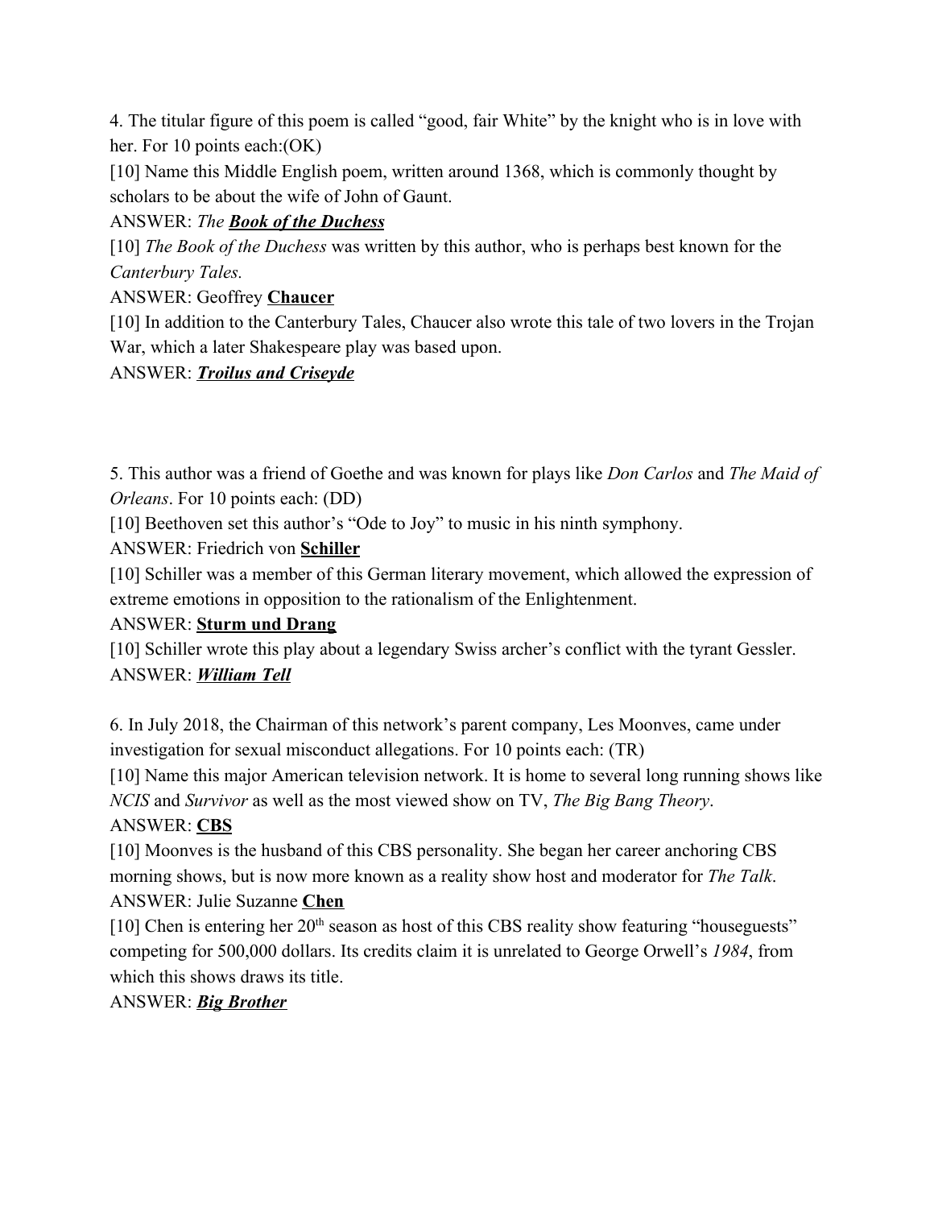4. The titular figure of this poem is called "good, fair White" by the knight who is in love with her. For 10 points each:(OK)

[10] Name this Middle English poem, written around 1368, which is commonly thought by scholars to be about the wife of John of Gaunt.

ANSWER: *The* ***Book of the Duchess***

[10] *The Book of the Duchess* was written by this author, who is perhaps best known for the *Canterbury Tales.*

ANSWER: Geoffrey **Chaucer**

[10] In addition to the Canterbury Tales, Chaucer also wrote this tale of two lovers in the Trojan War, which a later Shakespeare play was based upon.

ANSWER: ***Troilus and Criseyde***

5. This author was a friend of Goethe and was known for plays like *Don Carlos* and *The Maid of Orleans*. For 10 points each: (DD)

[10] Beethoven set this author's "Ode to Joy" to music in his ninth symphony.

ANSWER: Friedrich von **Schiller**

[10] Schiller was a member of this German literary movement, which allowed the expression of extreme emotions in opposition to the rationalism of the Enlightenment.

ANSWER: **Sturm und Drang**

[10] Schiller wrote this play about a legendary Swiss archer's conflict with the tyrant Gessler.

ANSWER: ***William Tell***

6. In July 2018, the Chairman of this network's parent company, Les Moonves, came under investigation for sexual misconduct allegations. For 10 points each: (TR)

[10] Name this major American television network. It is home to several long running shows like *NCIS* and *Survivor* as well as the most viewed show on TV, *The Big Bang Theory*.

ANSWER: **CBS**

[10] Moonves is the husband of this CBS personality. She began her career anchoring CBS morning shows, but is now more known as a reality show host and moderator for *The Talk*.

ANSWER: Julie Suzanne **Chen**

[10] Chen is entering her 20th season as host of this CBS reality show featuring "houseguests" competing for 500,000 dollars. Its credits claim it is unrelated to George Orwell's *1984*, from which this shows draws its title.

ANSWER: ***Big Brother***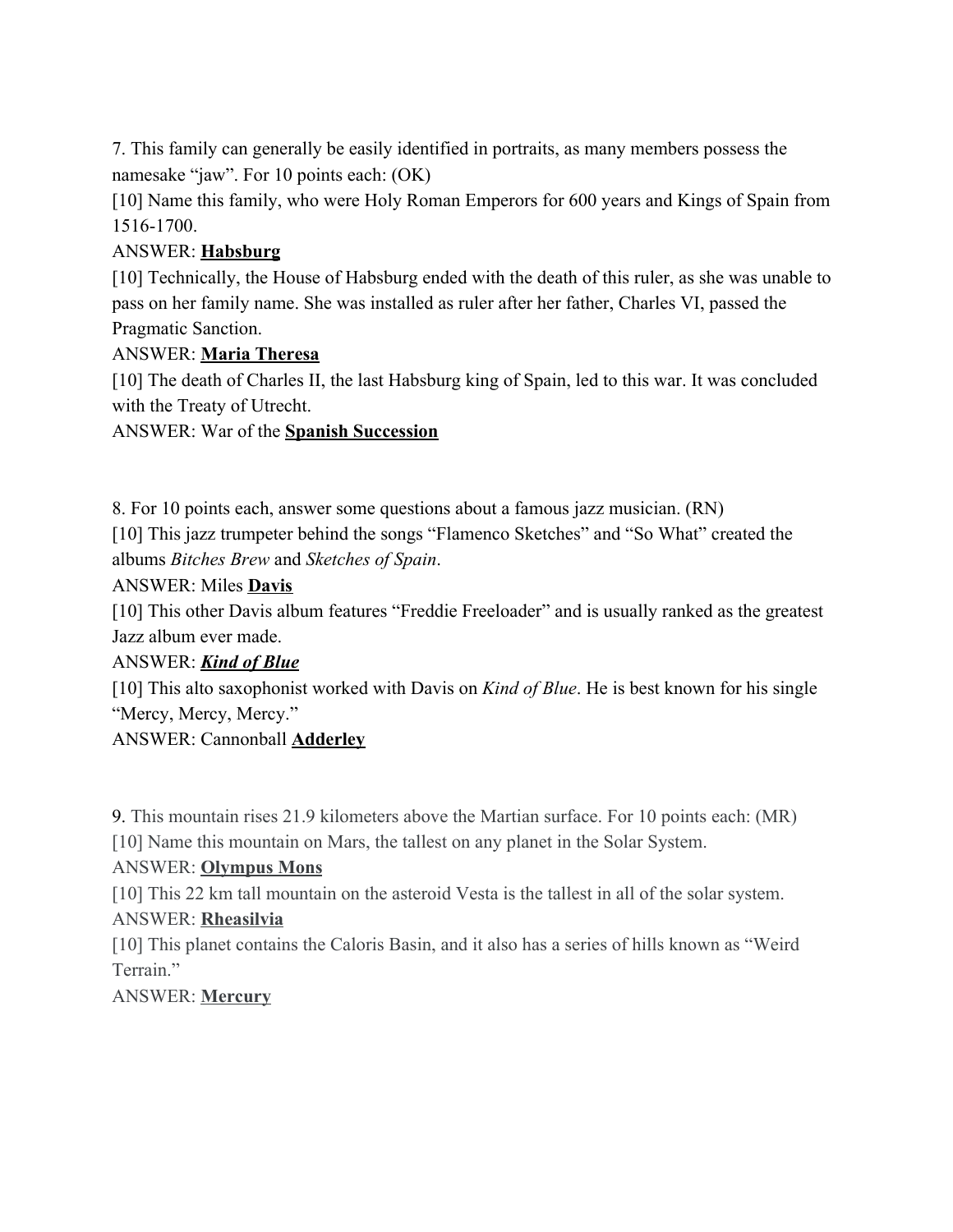7. This family can generally be easily identified in portraits, as many members possess the namesake "jaw". For 10 points each: (OK)

[10] Name this family, who were Holy Roman Emperors for 600 years and Kings of Spain from 1516-1700.

ANSWER: **Habsburg**

[10] Technically, the House of Habsburg ended with the death of this ruler, as she was unable to pass on her family name. She was installed as ruler after her father, Charles VI, passed the Pragmatic Sanction.

ANSWER: **Maria Theresa**

[10] The death of Charles II, the last Habsburg king of Spain, led to this war. It was concluded with the Treaty of Utrecht.

ANSWER: War of the **Spanish Succession**

8. For 10 points each, answer some questions about a famous jazz musician. (RN)

[10] This jazz trumpeter behind the songs "Flamenco Sketches" and "So What" created the albums *Bitches Brew* and *Sketches of Spain*.

ANSWER: Miles **Davis**

[10] This other Davis album features "Freddie Freeloader" and is usually ranked as the greatest Jazz album ever made.

ANSWER: ***Kind of Blue***

[10] This alto saxophonist worked with Davis on *Kind of Blue*. He is best known for his single "Mercy, Mercy, Mercy."

ANSWER: Cannonball **Adderley**

9. This mountain rises 21.9 kilometers above the Martian surface. For 10 points each: (MR)

[10] Name this mountain on Mars, the tallest on any planet in the Solar System.

ANSWER: **Olympus Mons**

[10] This 22 km tall mountain on the asteroid Vesta is the tallest in all of the solar system.

ANSWER: **Rheasilvia**

[10] This planet contains the Caloris Basin, and it also has a series of hills known as "Weird Terrain."

ANSWER: **Mercury**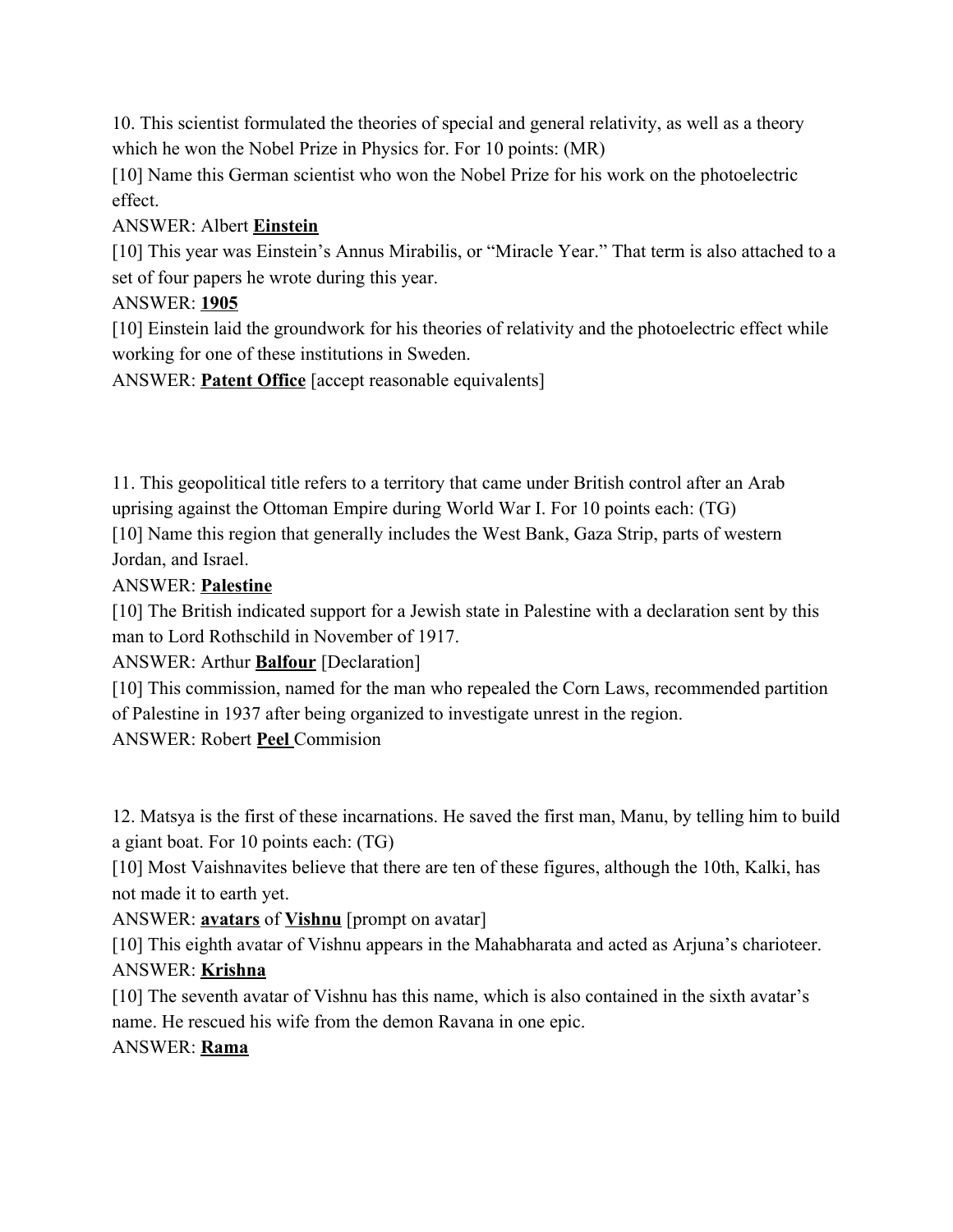10. This scientist formulated the theories of special and general relativity, as well as a theory which he won the Nobel Prize in Physics for. For 10 points: (MR)

[10] Name this German scientist who won the Nobel Prize for his work on the photoelectric effect.

ANSWER: Albert **<u>Einstein</u>**

[10] This year was Einstein's Annus Mirabilis, or "Miracle Year." That term is also attached to a set of four papers he wrote during this year.

ANSWER: **<u>1905</u>**

[10] Einstein laid the groundwork for his theories of relativity and the photoelectric effect while working for one of these institutions in Sweden.

ANSWER: **<u>Patent Office</u>** [accept reasonable equivalents]

11. This geopolitical title refers to a territory that came under British control after an Arab uprising against the Ottoman Empire during World War I. For 10 points each: (TG)

[10] Name this region that generally includes the West Bank, Gaza Strip, parts of western Jordan, and Israel.

ANSWER: **<u>Palestine</u>**

[10] The British indicated support for a Jewish state in Palestine with a declaration sent by this man to Lord Rothschild in November of 1917.

ANSWER: Arthur **<u>Balfour</u>** [Declaration]

[10] This commission, named for the man who repealed the Corn Laws, recommended partition of Palestine in 1937 after being organized to investigate unrest in the region.

ANSWER: Robert **<u>Peel</u>** Commision

12. Matsya is the first of these incarnations. He saved the first man, Manu, by telling him to build a giant boat. For 10 points each: (TG)

[10] Most Vaishnavites believe that there are ten of these figures, although the 10th, Kalki, has not made it to earth yet.

ANSWER: **<u>avatars</u>** of **<u>Vishnu</u>** [prompt on avatar]

[10] This eighth avatar of Vishnu appears in the Mahabharata and acted as Arjuna's charioteer.

ANSWER: **<u>Krishna</u>**

[10] The seventh avatar of Vishnu has this name, which is also contained in the sixth avatar's name. He rescued his wife from the demon Ravana in one epic.

ANSWER: **<u>Rama</u>**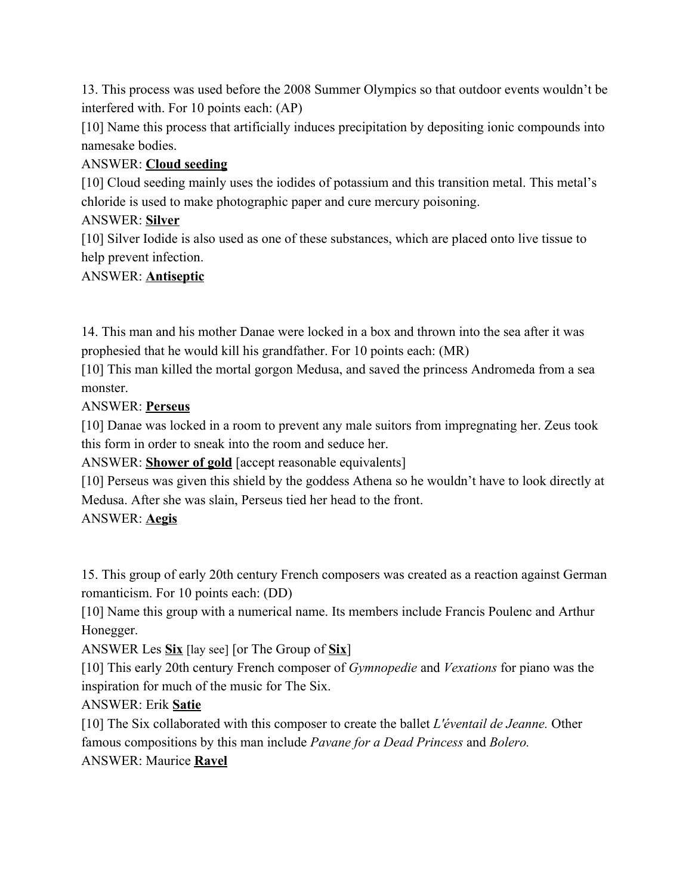13. This process was used before the 2008 Summer Olympics so that outdoor events wouldn't be interfered with. For 10 points each: (AP)

[10] Name this process that artificially induces precipitation by depositing ionic compounds into namesake bodies.

ANSWER: **Cloud seeding**

[10] Cloud seeding mainly uses the iodides of potassium and this transition metal. This metal's chloride is used to make photographic paper and cure mercury poisoning.

ANSWER: **Silver**

[10] Silver Iodide is also used as one of these substances, which are placed onto live tissue to help prevent infection.

ANSWER: **Antiseptic**

14. This man and his mother Danae were locked in a box and thrown into the sea after it was prophesied that he would kill his grandfather. For 10 points each: (MR)

[10] This man killed the mortal gorgon Medusa, and saved the princess Andromeda from a sea monster.

ANSWER: **Perseus**

[10] Danae was locked in a room to prevent any male suitors from impregnating her. Zeus took this form in order to sneak into the room and seduce her.

ANSWER: **Shower of gold** [accept reasonable equivalents]

[10] Perseus was given this shield by the goddess Athena so he wouldn't have to look directly at Medusa. After she was slain, Perseus tied her head to the front.

ANSWER: **Aegis**

15. This group of early 20th century French composers was created as a reaction against German romanticism. For 10 points each: (DD)

[10] Name this group with a numerical name. Its members include Francis Poulenc and Arthur Honegger.

ANSWER Les **Six** [lay see] [or The Group of **Six**]

[10] This early 20th century French composer of *Gymnopedie* and *Vexations* for piano was the inspiration for much of the music for The Six.

ANSWER: Erik **Satie**

[10] The Six collaborated with this composer to create the ballet *L'éventail de Jeanne.* Other famous compositions by this man include *Pavane for a Dead Princess* and *Bolero.*

ANSWER: Maurice **Ravel**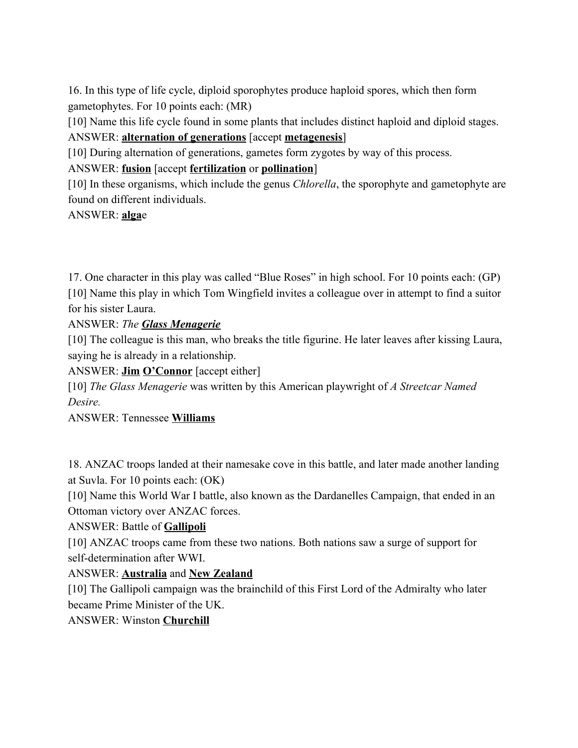16. In this type of life cycle, diploid sporophytes produce haploid spores, which then form gametophytes. For 10 points each: (MR)

[10] Name this life cycle found in some plants that includes distinct haploid and diploid stages.

ANSWER: **alternation of generations** [accept **metagenesis**]

[10] During alternation of generations, gametes form zygotes by way of this process.

ANSWER: **fusion** [accept **fertilization** or **pollination**]

[10] In these organisms, which include the genus *Chlorella*, the sporophyte and gametophyte are found on different individuals.

ANSWER: **alga**e

17. One character in this play was called "Blue Roses" in high school. For 10 points each: (GP)

[10] Name this play in which Tom Wingfield invites a colleague over in attempt to find a suitor for his sister Laura.

ANSWER: *The **Glass Menagerie***

[10] The colleague is this man, who breaks the title figurine. He later leaves after kissing Laura, saying he is already in a relationship.

ANSWER: **Jim** **O'Connor** [accept either]

[10] *The Glass Menagerie* was written by this American playwright of *A Streetcar Named Desire.*

ANSWER: Tennessee **Williams**

18. ANZAC troops landed at their namesake cove in this battle, and later made another landing at Suvla. For 10 points each: (OK)

[10] Name this World War I battle, also known as the Dardanelles Campaign, that ended in an Ottoman victory over ANZAC forces.

ANSWER: Battle of **Gallipoli**

[10] ANZAC troops came from these two nations. Both nations saw a surge of support for self-determination after WWI.

ANSWER: **Australia** and **New Zealand**

[10] The Gallipoli campaign was the brainchild of this First Lord of the Admiralty who later became Prime Minister of the UK.

ANSWER: Winston **Churchill**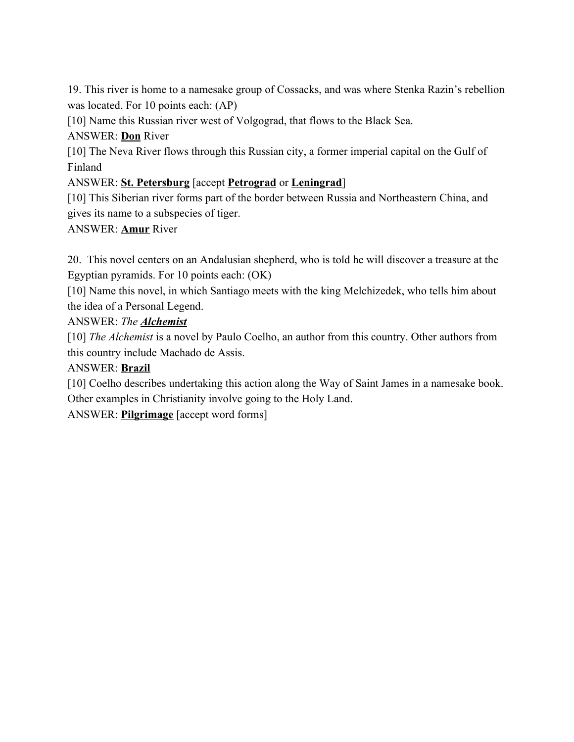19. This river is home to a namesake group of Cossacks, and was where Stenka Razin's rebellion was located. For 10 points each: (AP)

[10] Name this Russian river west of Volgograd, that flows to the Black Sea.

ANSWER: **Don** River

[10] The Neva River flows through this Russian city, a former imperial capital on the Gulf of Finland

ANSWER: **St. Petersburg** [accept **Petrograd** or **Leningrad**]

[10] This Siberian river forms part of the border between Russia and Northeastern China, and gives its name to a subspecies of tiger.

ANSWER: **Amur** River

20. This novel centers on an Andalusian shepherd, who is told he will discover a treasure at the Egyptian pyramids. For 10 points each: (OK)

[10] Name this novel, in which Santiago meets with the king Melchizedek, who tells him about the idea of a Personal Legend.

ANSWER: *The **Alchemist***

[10] *The Alchemist* is a novel by Paulo Coelho, an author from this country. Other authors from this country include Machado de Assis.

ANSWER: **Brazil**

[10] Coelho describes undertaking this action along the Way of Saint James in a namesake book. Other examples in Christianity involve going to the Holy Land.

ANSWER: **Pilgrimage** [accept word forms]